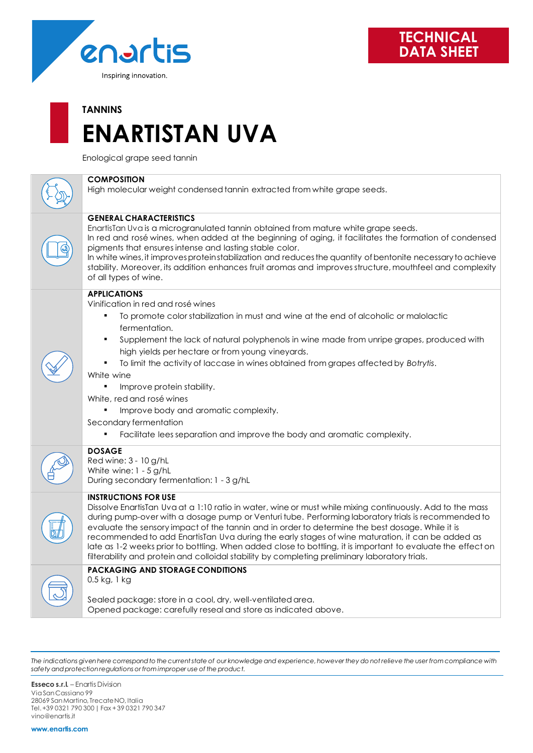enartis

Inspiring innovation.

TECHNICAL DATA SHEET

TANNINS

# ENARTISTAN UVA

Enological grape seed tannin

## COMPOSITION

High molecular weight condensed tannin extracted from white grape seeds.

## GENERAL CHARACTERISTICS

EnartisTan Uva is a microgranulated tannin obtained from mature white grape seeds.
In red and rosé wines, when added at the beginning of aging, it facilitates the formation of condensed pigments that ensures intense and lasting stable color.
In white wines, it improves protein stabilization and reduces the quantity of bentonite necessary to achieve stability. Moreover, its addition enhances fruit aromas and improves structure, mouthfeel and complexity of all types of wine.

## APPLICATIONS

Vinification in red and rosé wines

- To promote color stabilization in must and wine at the end of alcoholic or malolactic fermentation.
- Supplement the lack of natural polyphenols in wine made from unripe grapes, produced with high yields per hectare or from young vineyards.
- To limit the activity of laccase in wines obtained from grapes affected by *Botrytis*.

White wine

- Improve protein stability.

White, red and rosé wines

- Improve body and aromatic complexity.

Secondary fermentation

- Facilitate lees separation and improve the body and aromatic complexity.

## DOSAGE

Red wine: 3 - 10 g/hL
White wine: 1 - 5 g/hL
During secondary fermentation: 1 - 3 g/hL

## INSTRUCTIONS FOR USE

Dissolve EnartisTan Uva at a 1:10 ratio in water, wine or must while mixing continuously. Add to the mass during pump-over with a dosage pump or Venturi tube. Performing laboratory trials is recommended to evaluate the sensory impact of the tannin and in order to determine the best dosage. While it is recommended to add EnartisTan Uva during the early stages of wine maturation, it can be added as late as 1-2 weeks prior to bottling. When added close to bottling, it is important to evaluate the effect on filterability and protein and colloidal stability by completing preliminary laboratory trials.

## PACKAGING AND STORAGE CONDITIONS

0.5 kg, 1 kg

Sealed package: store in a cool, dry, well-ventilated area.
Opened package: carefully reseal and store as indicated above.

*The indications given here correspond to the current state of our knowledge and experience, however they do not relieve the user from compliance with safety and protection regulations or from improper use of the product.*

**Esseco s.r.l.** – Enartis Division
Via San Cassiano 99
28069 San Martino, Trecate NO, Italia
Tel. +39 0321 790 300 | Fax +39 0321 790 347
vino@enartis.it

**www.enartis.com**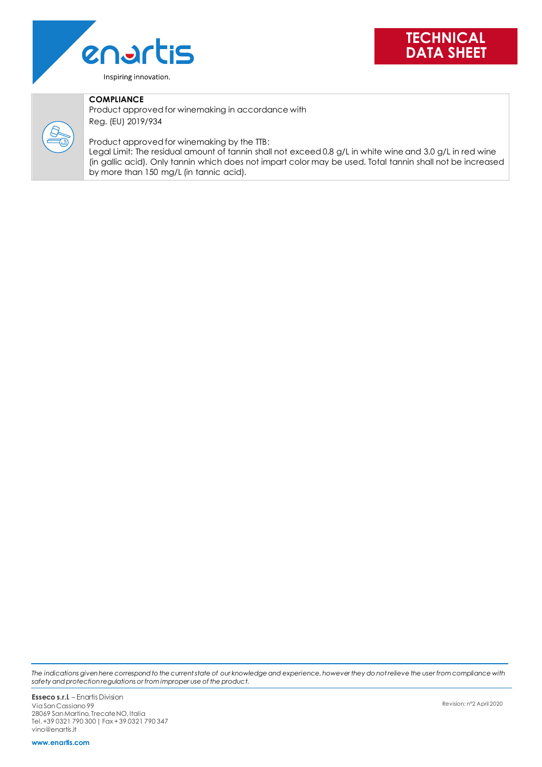## COMPLIANCE

Product approved for winemaking in accordance with Reg. (EU) 2019/934

Product approved for winemaking by the TTB:
Legal Limit: The residual amount of tannin shall not exceed 0.8 g/L in white wine and 3.0 g/L in red wine (in gallic acid). Only tannin which does not impart color may be used. Total tannin shall not be increased by more than 150 mg/L (in tannic acid).

*The indications given here correspond to the current state of our knowledge and experience, however they do not relieve the user from compliance with safety and protection regulations or from improper use of the product.*

**Esseco s.r.l.** – Enartis Division
Via San Cassiano 99
28069 San Martino, Trecate NO, Italia
Tel. +39 0321 790 300 | Fax + 39 0321 790 347
vino@enartis.it

**www.enartis.com**

Revision: n°2 April 2020